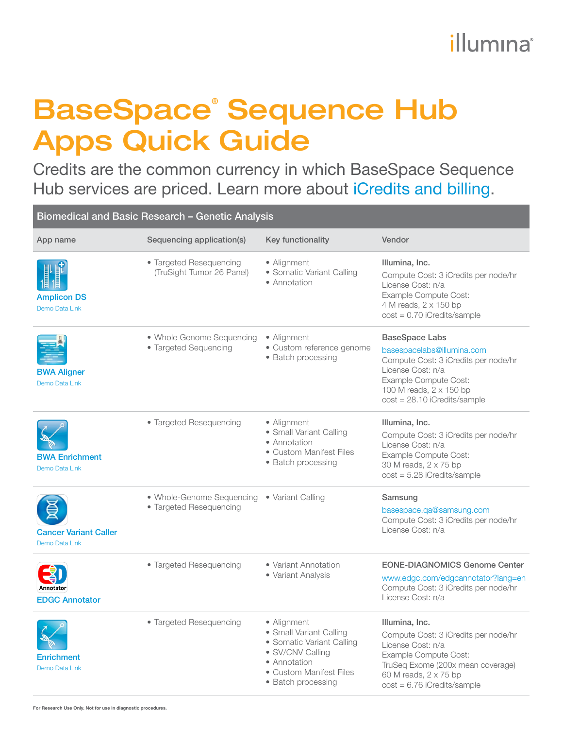# BaseSpace® Sequence Hub Apps Quick Guide

Credits are the common currency in which BaseSpace Sequence Hub services are priced. Learn more about iCredits and billing.

## Biomedical and Basic Research – Genetic Analysis

| App name | Sequencing application(s) | Key functionality | Vendor |
|---|---|---|---|
| **Amplicon DS**<br>Demo Data Link | • Targeted Resequencing (TruSight Tumor 26 Panel) | • Alignment<br>• Somatic Variant Calling<br>• Annotation | **Illumina, Inc.**<br>Compute Cost: 3 iCredits per node/hr<br>License Cost: n/a<br>Example Compute Cost:<br>4 M reads, 2 x 150 bp<br>cost = 0.70 iCredits/sample |
| **BWA Aligner**<br>Demo Data Link | • Whole Genome Sequencing<br>• Targeted Sequencing | • Alignment<br>• Custom reference genome<br>• Batch processing | **BaseSpace Labs**<br>basespacelabs@illumina.com<br>Compute Cost: 3 iCredits per node/hr<br>License Cost: n/a<br>Example Compute Cost:<br>100 M reads, 2 x 150 bp<br>cost = 28.10 iCredits/sample |
| **BWA Enrichment**<br>Demo Data Link | • Targeted Resequencing | • Alignment<br>• Small Variant Calling<br>• Annotation<br>• Custom Manifest Files<br>• Batch processing | **Illumina, Inc.**<br>Compute Cost: 3 iCredits per node/hr<br>License Cost: n/a<br>Example Compute Cost:<br>30 M reads, 2 x 75 bp<br>cost = 5.28 iCredits/sample |
| **Cancer Variant Caller**<br>Demo Data Link | • Whole-Genome Sequencing<br>• Targeted Resequencing | • Variant Calling | **Samsung**<br>basespace.qa@samsung.com<br>Compute Cost: 3 iCredits per node/hr<br>License Cost: n/a |
| **EDGC Annotator** | • Targeted Resequencing | • Variant Annotation<br>• Variant Analysis | **EONE-DIAGNOMICS Genome Center**<br>www.edgc.com/edgcannotator?lang=en<br>Compute Cost: 3 iCredits per node/hr<br>License Cost: n/a |
| **Enrichment**<br>Demo Data Link | • Targeted Resequencing | • Alignment<br>• Small Variant Calling<br>• Somatic Variant Calling<br>• SV/CNV Calling<br>• Annotation<br>• Custom Manifest Files<br>• Batch processing | **Illumina, Inc.**<br>Compute Cost: 3 iCredits per node/hr<br>License Cost: n/a<br>Example Compute Cost:<br>TruSeq Exome (200x mean coverage)<br>60 M reads, 2 x 75 bp<br>cost = 6.76 iCredits/sample |

For Research Use Only. Not for use in diagnostic procedures.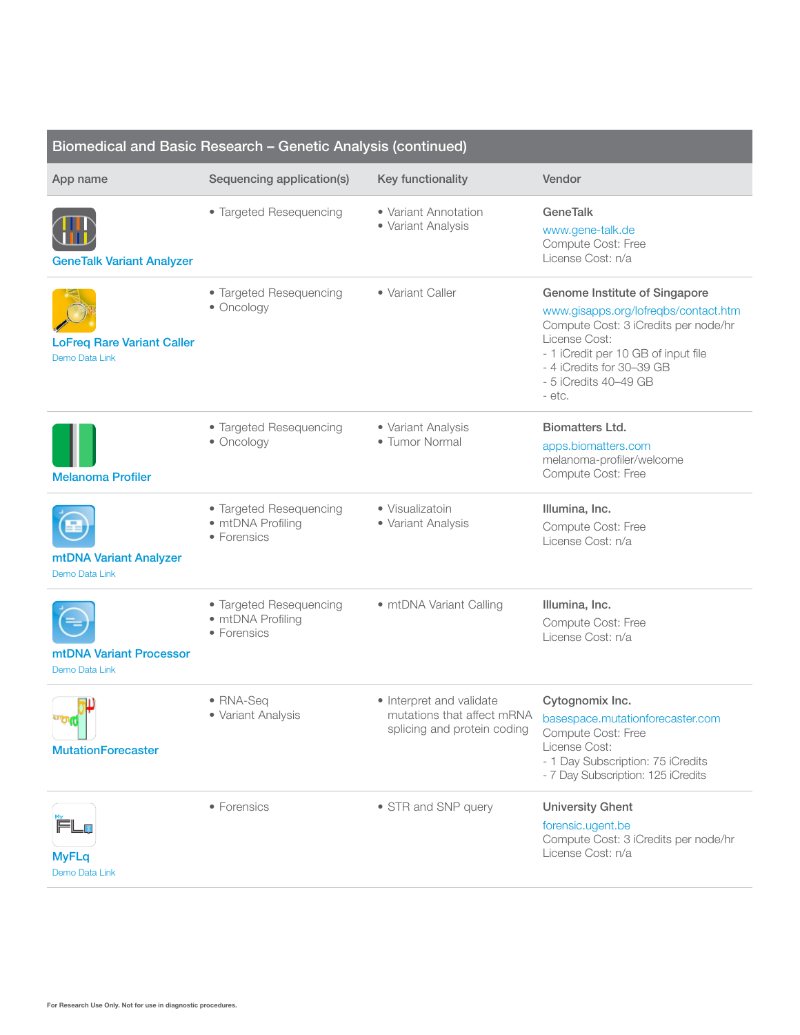## Biomedical and Basic Research – Genetic Analysis (continued)

| App name | Sequencing application(s) | Key functionality | Vendor |
|---|---|---|---|
| GeneTalk Variant Analyzer | • Targeted Resequencing | • Variant Annotation<br>• Variant Analysis | **GeneTalk**<br>www.gene-talk.de<br>Compute Cost: Free<br>License Cost: n/a |
| LoFreq Rare Variant Caller<br>Demo Data Link | • Targeted Resequencing<br>• Oncology | • Variant Caller | **Genome Institute of Singapore**<br>www.gisapps.org/lofreqbs/contact.htm<br>Compute Cost: 3 iCredits per node/hr<br>License Cost:<br>- 1 iCredit per 10 GB of input file<br>- 4 iCredits for 30–39 GB<br>- 5 iCredits 40–49 GB<br>- etc. |
| Melanoma Profiler | • Targeted Resequencing<br>• Oncology | • Variant Analysis<br>• Tumor Normal | **Biomatters Ltd.**<br>apps.biomatters.com<br>melanoma-profiler/welcome<br>Compute Cost: Free |
| mtDNA Variant Analyzer<br>Demo Data Link | • Targeted Resequencing<br>• mtDNA Profiling<br>• Forensics | • Visualizatoin<br>• Variant Analysis | **Illumina, Inc.**<br>Compute Cost: Free<br>License Cost: n/a |
| mtDNA Variant Processor<br>Demo Data Link | • Targeted Resequencing<br>• mtDNA Profiling<br>• Forensics | • mtDNA Variant Calling | **Illumina, Inc.**<br>Compute Cost: Free<br>License Cost: n/a |
| MutationForecaster | • RNA-Seq<br>• Variant Analysis | • Interpret and validate mutations that affect mRNA splicing and protein coding | **Cytognomix Inc.**<br>basespace.mutationforecaster.com<br>Compute Cost: Free<br>License Cost:<br>- 1 Day Subscription: 75 iCredits<br>- 7 Day Subscription: 125 iCredits |
| MyFLq<br>Demo Data Link | • Forensics | • STR and SNP query | **University Ghent**<br>forensic.ugent.be<br>Compute Cost: 3 iCredits per node/hr<br>License Cost: n/a |

For Research Use Only. Not for use in diagnostic procedures.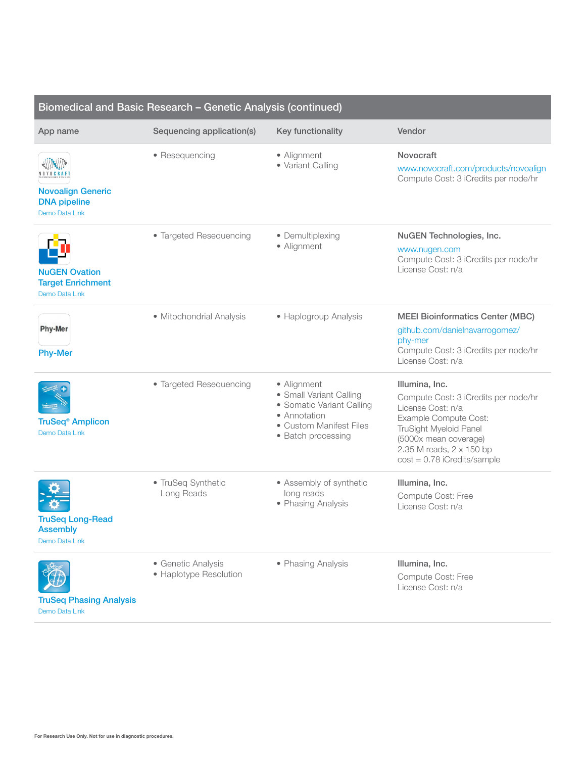## Biomedical and Basic Research – Genetic Analysis (continued)

| App name | Sequencing application(s) | Key functionality | Vendor |
|---|---|---|---|
| Novoalign Generic DNA pipeline<br>Demo Data Link | • Resequencing | • Alignment<br>• Variant Calling | **Novocraft**<br>www.novocraft.com/products/novoalign<br>Compute Cost: 3 iCredits per node/hr |
| NuGEN Ovation Target Enrichment<br>Demo Data Link | • Targeted Resequencing | • Demultiplexing<br>• Alignment | **NuGEN Technologies, Inc.**<br>www.nugen.com<br>Compute Cost: 3 iCredits per node/hr<br>License Cost: n/a |
| Phy-Mer | • Mitochondrial Analysis | • Haplogroup Analysis | **MEEI Bioinformatics Center (MBC)**<br>github.com/danielnavarrogomez/phy-mer<br>Compute Cost: 3 iCredits per node/hr<br>License Cost: n/a |
| TruSeq® Amplicon<br>Demo Data Link | • Targeted Resequencing | • Alignment<br>• Small Variant Calling<br>• Somatic Variant Calling<br>• Annotation<br>• Custom Manifest Files<br>• Batch processing | **Illumina, Inc.**<br>Compute Cost: 3 iCredits per node/hr<br>License Cost: n/a<br>Example Compute Cost:<br>TruSight Myeloid Panel<br>(5000x mean coverage)<br>2.35 M reads, 2 x 150 bp<br>cost = 0.78 iCredits/sample |
| TruSeq Long-Read Assembly<br>Demo Data Link | • TruSeq Synthetic Long Reads | • Assembly of synthetic long reads<br>• Phasing Analysis | **Illumina, Inc.**<br>Compute Cost: Free<br>License Cost: n/a |
| TruSeq Phasing Analysis<br>Demo Data Link | • Genetic Analysis<br>• Haplotype Resolution | • Phasing Analysis | **Illumina, Inc.**<br>Compute Cost: Free<br>License Cost: n/a |

For Research Use Only. Not for use in diagnostic procedures.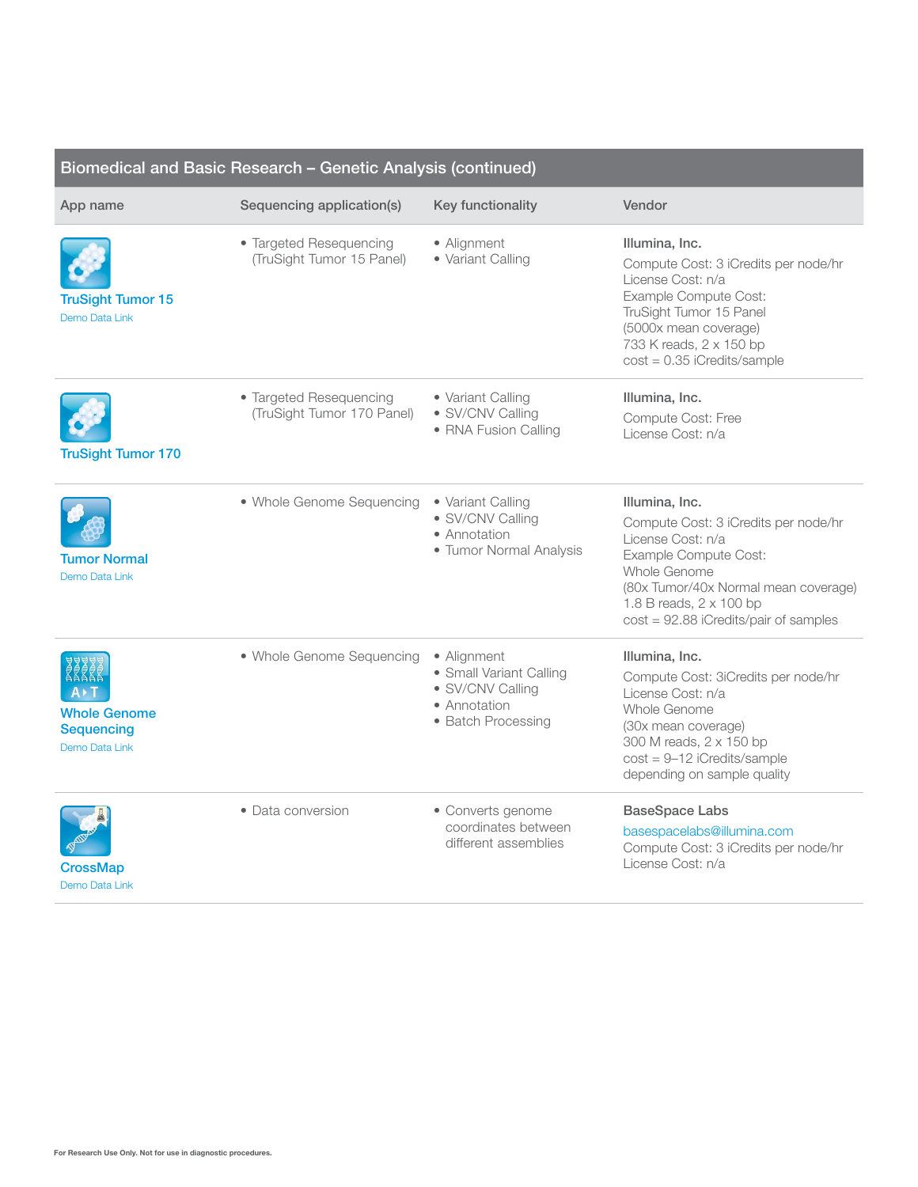## Biomedical and Basic Research – Genetic Analysis (continued)

| App name | Sequencing application(s) | Key functionality | Vendor |
|---|---|---|---|
| **TruSight Tumor 15**<br>Demo Data Link | • Targeted Resequencing (TruSight Tumor 15 Panel) | • Alignment<br>• Variant Calling | **Illumina, Inc.**<br>Compute Cost: 3 iCredits per node/hr<br>License Cost: n/a<br>Example Compute Cost:<br>TruSight Tumor 15 Panel<br>(5000x mean coverage)<br>733 K reads, 2 x 150 bp<br>cost = 0.35 iCredits/sample |
| **TruSight Tumor 170** | • Targeted Resequencing (TruSight Tumor 170 Panel) | • Variant Calling<br>• SV/CNV Calling<br>• RNA Fusion Calling | **Illumina, Inc.**<br>Compute Cost: Free<br>License Cost: n/a |
| **Tumor Normal**<br>Demo Data Link | • Whole Genome Sequencing | • Variant Calling<br>• SV/CNV Calling<br>• Annotation<br>• Tumor Normal Analysis | **Illumina, Inc.**<br>Compute Cost: 3 iCredits per node/hr<br>License Cost: n/a<br>Example Compute Cost:<br>Whole Genome<br>(80x Tumor/40x Normal mean coverage)<br>1.8 B reads, 2 x 100 bp<br>cost = 92.88 iCredits/pair of samples |
| **Whole Genome Sequencing**<br>Demo Data Link | • Whole Genome Sequencing | • Alignment<br>• Small Variant Calling<br>• SV/CNV Calling<br>• Annotation<br>• Batch Processing | **Illumina, Inc.**<br>Compute Cost: 3iCredits per node/hr<br>License Cost: n/a<br>Whole Genome<br>(30x mean coverage)<br>300 M reads, 2 x 150 bp<br>cost = 9–12 iCredits/sample<br>depending on sample quality |
| **CrossMap**<br>Demo Data Link | • Data conversion | • Converts genome coordinates between different assemblies | **BaseSpace Labs**<br>basespacelabs@illumina.com<br>Compute Cost: 3 iCredits per node/hr<br>License Cost: n/a |

For Research Use Only. Not for use in diagnostic procedures.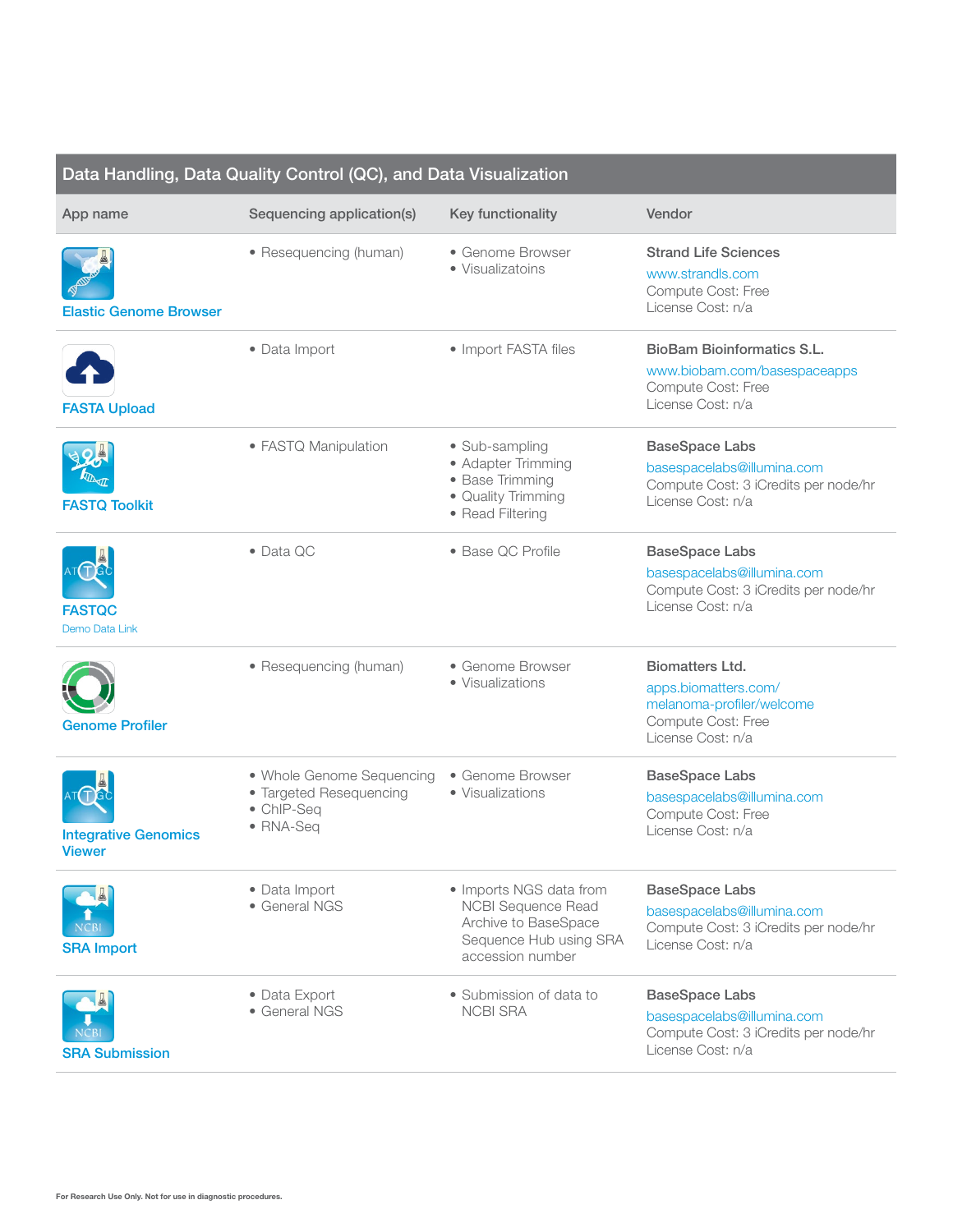## Data Handling, Data Quality Control (QC), and Data Visualization

| App name | Sequencing application(s) | Key functionality | Vendor |
|---|---|---|---|
| Elastic Genome Browser | • Resequencing (human) | • Genome Browser<br>• Visualizatoins | **Strand Life Sciences**<br>www.strandls.com<br>Compute Cost: Free<br>License Cost: n/a |
| FASTA Upload | • Data Import | • Import FASTA files | **BioBam Bioinformatics S.L.**<br>www.biobam.com/basespaceapps<br>Compute Cost: Free<br>License Cost: n/a |
| FASTQ Toolkit | • FASTQ Manipulation | • Sub-sampling<br>• Adapter Trimming<br>• Base Trimming<br>• Quality Trimming<br>• Read Filtering | **BaseSpace Labs**<br>basespacelabs@illumina.com<br>Compute Cost: 3 iCredits per node/hr<br>License Cost: n/a |
| FASTQC<br>Demo Data Link | • Data QC | • Base QC Profile | **BaseSpace Labs**<br>basespacelabs@illumina.com<br>Compute Cost: 3 iCredits per node/hr<br>License Cost: n/a |
| Genome Profiler | • Resequencing (human) | • Genome Browser<br>• Visualizations | **Biomatters Ltd.**<br>apps.biomatters.com/melanoma-profiler/welcome<br>Compute Cost: Free<br>License Cost: n/a |
| Integrative Genomics Viewer | • Whole Genome Sequencing<br>• Targeted Resequencing<br>• ChIP-Seq<br>• RNA-Seq | • Genome Browser<br>• Visualizations | **BaseSpace Labs**<br>basespacelabs@illumina.com<br>Compute Cost: Free<br>License Cost: n/a |
| SRA Import | • Data Import<br>• General NGS | • Imports NGS data from NCBI Sequence Read Archive to BaseSpace Sequence Hub using SRA accession number | **BaseSpace Labs**<br>basespacelabs@illumina.com<br>Compute Cost: 3 iCredits per node/hr<br>License Cost: n/a |
| SRA Submission | • Data Export<br>• General NGS | • Submission of data to NCBI SRA | **BaseSpace Labs**<br>basespacelabs@illumina.com<br>Compute Cost: 3 iCredits per node/hr<br>License Cost: n/a |

For Research Use Only. Not for use in diagnostic procedures.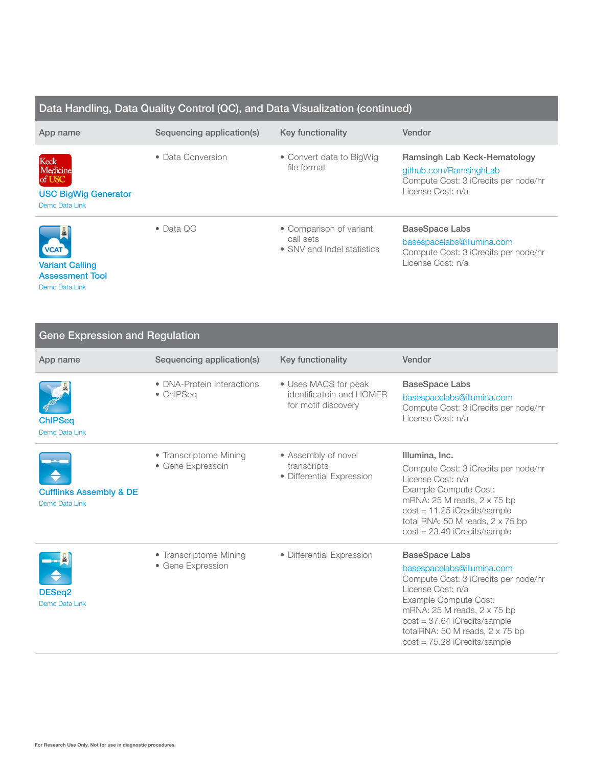## Data Handling, Data Quality Control (QC), and Data Visualization (continued)

| App name | Sequencing application(s) | Key functionality | Vendor |
|---|---|---|---|
| Keck Medicine of USC<br>**USC BigWig Generator**<br>Demo Data Link | • Data Conversion | • Convert data to BigWig file format | **Ramsingh Lab Keck-Hematology**<br>github.com/RamsinghLab<br>Compute Cost: 3 iCredits per node/hr<br>License Cost: n/a |
| VCAT<br>**Variant Calling Assessment Tool**<br>Demo Data Link | • Data QC | • Comparison of variant call sets<br>• SNV and Indel statistics | **BaseSpace Labs**<br>basespacelabs@illumina.com<br>Compute Cost: 3 iCredits per node/hr<br>License Cost: n/a |

## Gene Expression and Regulation

| App name | Sequencing application(s) | Key functionality | Vendor |
|---|---|---|---|
| **ChIPSeq**<br>Demo Data Link | • DNA-Protein Interactions<br>• ChIPSeq | • Uses MACS for peak identificatoin and HOMER for motif discovery | **BaseSpace Labs**<br>basespacelabs@illumina.com<br>Compute Cost: 3 iCredits per node/hr<br>License Cost: n/a |
| **Cufflinks Assembly & DE**<br>Demo Data Link | • Transcriptome Mining<br>• Gene Expressoin | • Assembly of novel transcripts<br>• Differential Expression | **Illumina, Inc.**<br>Compute Cost: 3 iCredits per node/hr<br>License Cost: n/a<br>Example Compute Cost:<br>mRNA: 25 M reads, 2 x 75 bp<br>cost = 11.25 iCredits/sample<br>total RNA: 50 M reads, 2 x 75 bp<br>cost = 23.49 iCredits/sample |
| **DESeq2**<br>Demo Data Link | • Transcriptome Mining<br>• Gene Expression | • Differential Expression | **BaseSpace Labs**<br>basespacelabs@illumina.com<br>Compute Cost: 3 iCredits per node/hr<br>License Cost: n/a<br>Example Compute Cost:<br>mRNA: 25 M reads, 2 x 75 bp<br>cost = 37.64 iCredits/sample<br>totalRNA: 50 M reads, 2 x 75 bp<br>cost = 75.28 iCredits/sample |

For Research Use Only. Not for use in diagnostic procedures.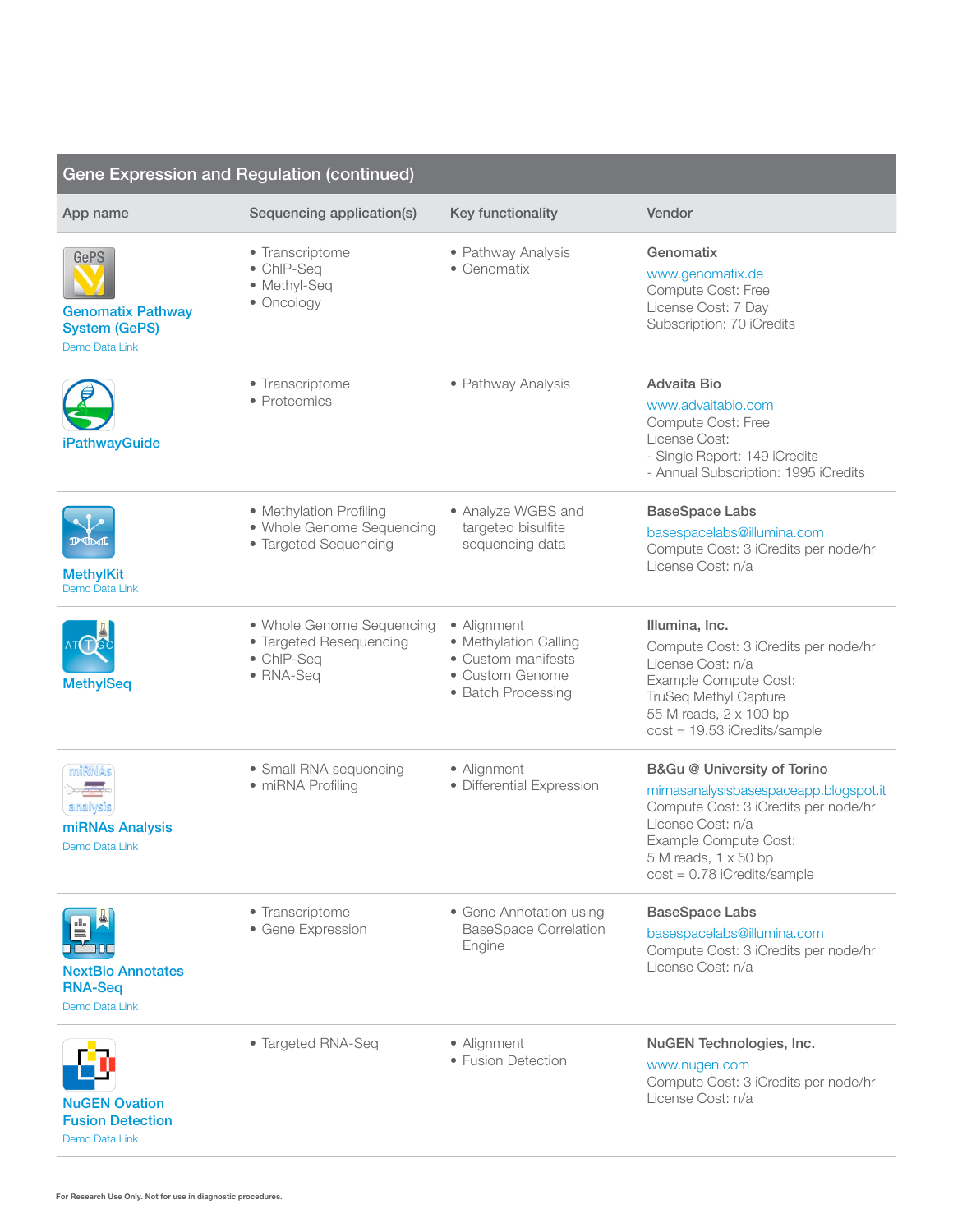## Gene Expression and Regulation (continued)

| App name | Sequencing application(s) | Key functionality | Vendor |
|---|---|---|---|
| Genomatix Pathway System (GePS)<br>Demo Data Link | • Transcriptome<br>• ChIP-Seq<br>• Methyl-Seq<br>• Oncology | • Pathway Analysis<br>• Genomatix | **Genomatix**<br>www.genomatix.de<br>Compute Cost: Free<br>License Cost: 7 Day<br>Subscription: 70 iCredits |
| iPathwayGuide | • Transcriptome<br>• Proteomics | • Pathway Analysis | **Advaita Bio**<br>www.advaitabio.com<br>Compute Cost: Free<br>License Cost:<br>- Single Report: 149 iCredits<br>- Annual Subscription: 1995 iCredits |
| MethylKit<br>Demo Data Link | • Methylation Profiling<br>• Whole Genome Sequencing<br>• Targeted Sequencing | • Analyze WGBS and targeted bisulfite sequencing data | **BaseSpace Labs**<br>basespacelabs@illumina.com<br>Compute Cost: 3 iCredits per node/hr<br>License Cost: n/a |
| MethylSeq | • Whole Genome Sequencing<br>• Targeted Resequencing<br>• ChIP-Seq<br>• RNA-Seq | • Alignment<br>• Methylation Calling<br>• Custom manifests<br>• Custom Genome<br>• Batch Processing | **Illumina, Inc.**<br>Compute Cost: 3 iCredits per node/hr<br>License Cost: n/a<br>Example Compute Cost:<br>TruSeq Methyl Capture<br>55 M reads, 2 x 100 bp<br>cost = 19.53 iCredits/sample |
| miRNAs Analysis<br>Demo Data Link | • Small RNA sequencing<br>• miRNA Profiling | • Alignment<br>• Differential Expression | **B&Gu @ University of Torino**<br>mirnasanalysisbasespaceapp.blogspot.it<br>Compute Cost: 3 iCredits per node/hr<br>License Cost: n/a<br>Example Compute Cost:<br>5 M reads, 1 x 50 bp<br>cost = 0.78 iCredits/sample |
| NextBio Annotates RNA-Seq<br>Demo Data Link | • Transcriptome<br>• Gene Expression | • Gene Annotation using BaseSpace Correlation Engine | **BaseSpace Labs**<br>basespacelabs@illumina.com<br>Compute Cost: 3 iCredits per node/hr<br>License Cost: n/a |
| NuGEN Ovation Fusion Detection<br>Demo Data Link | • Targeted RNA-Seq | • Alignment<br>• Fusion Detection | **NuGEN Technologies, Inc.**<br>www.nugen.com<br>Compute Cost: 3 iCredits per node/hr<br>License Cost: n/a |

For Research Use Only. Not for use in diagnostic procedures.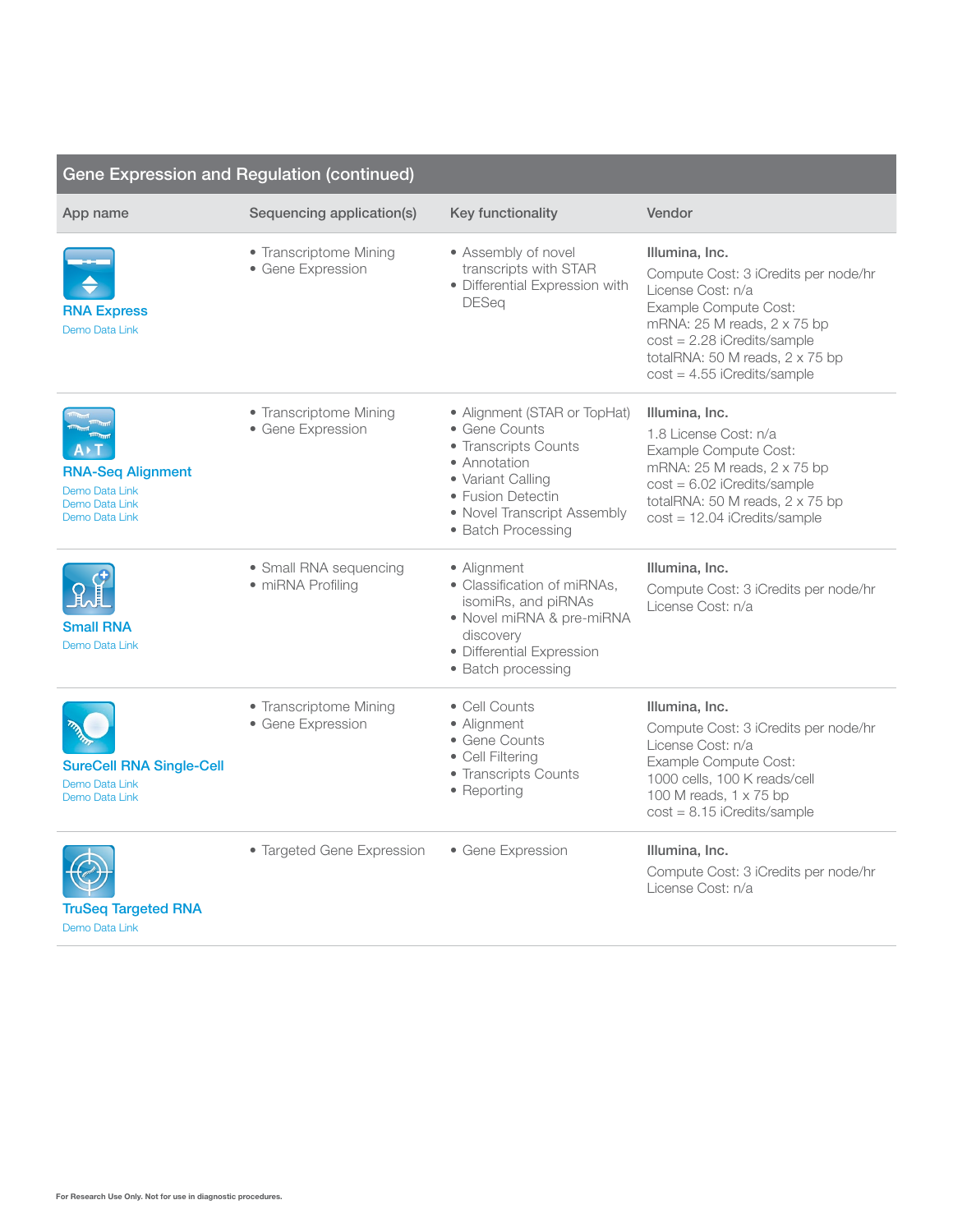## Gene Expression and Regulation (continued)

| App name | Sequencing application(s) | Key functionality | Vendor |
|---|---|---|---|
| **RNA Express**<br>Demo Data Link | • Transcriptome Mining<br>• Gene Expression | • Assembly of novel transcripts with STAR<br>• Differential Expression with DESeq | **Illumina, Inc.**<br>Compute Cost: 3 iCredits per node/hr<br>License Cost: n/a<br>Example Compute Cost:<br>mRNA: 25 M reads, 2 x 75 bp<br>cost = 2.28 iCredits/sample<br>totalRNA: 50 M reads, 2 x 75 bp<br>cost = 4.55 iCredits/sample |
| **RNA-Seq Alignment**<br>Demo Data Link<br>Demo Data Link<br>Demo Data Link | • Transcriptome Mining<br>• Gene Expression | • Alignment (STAR or TopHat)<br>• Gene Counts<br>• Transcripts Counts<br>• Annotation<br>• Variant Calling<br>• Fusion Detectin<br>• Novel Transcript Assembly<br>• Batch Processing | **Illumina, Inc.**<br>1.8 License Cost: n/a<br>Example Compute Cost:<br>mRNA: 25 M reads, 2 x 75 bp<br>cost = 6.02 iCredits/sample<br>totalRNA: 50 M reads, 2 x 75 bp<br>cost = 12.04 iCredits/sample |
| **Small RNA**<br>Demo Data Link | • Small RNA sequencing<br>• miRNA Profiling | • Alignment<br>• Classification of miRNAs, isomiRs, and piRNAs<br>• Novel miRNA & pre-miRNA discovery<br>• Differential Expression<br>• Batch processing | **Illumina, Inc.**<br>Compute Cost: 3 iCredits per node/hr<br>License Cost: n/a |
| **SureCell RNA Single-Cell**<br>Demo Data Link<br>Demo Data Link | • Transcriptome Mining<br>• Gene Expression | • Cell Counts<br>• Alignment<br>• Gene Counts<br>• Cell Filtering<br>• Transcripts Counts<br>• Reporting | **Illumina, Inc.**<br>Compute Cost: 3 iCredits per node/hr<br>License Cost: n/a<br>Example Compute Cost:<br>1000 cells, 100 K reads/cell<br>100 M reads, 1 x 75 bp<br>cost = 8.15 iCredits/sample |
| **TruSeq Targeted RNA**<br>Demo Data Link | • Targeted Gene Expression | • Gene Expression | **Illumina, Inc.**<br>Compute Cost: 3 iCredits per node/hr<br>License Cost: n/a |

For Research Use Only. Not for use in diagnostic procedures.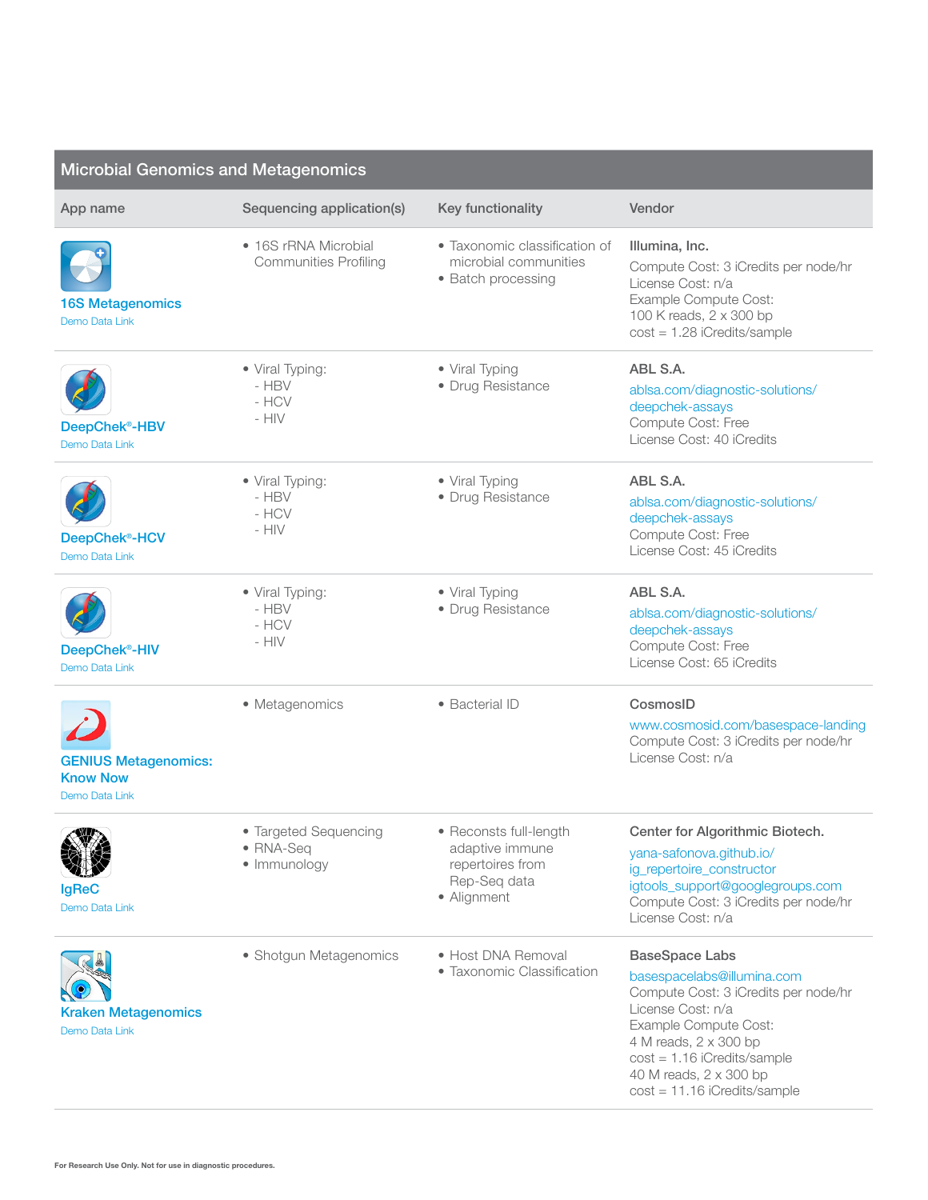## Microbial Genomics and Metagenomics

| App name | Sequencing application(s) | Key functionality | Vendor |
|---|---|---|---|
| **16S Metagenomics**<br>Demo Data Link | • 16S rRNA Microbial Communities Profiling | • Taxonomic classification of microbial communities<br>• Batch processing | **Illumina, Inc.**<br>Compute Cost: 3 iCredits per node/hr<br>License Cost: n/a<br>Example Compute Cost:<br>100 K reads, 2 x 300 bp<br>cost = 1.28 iCredits/sample |
| **DeepChek®-HBV**<br>Demo Data Link | • Viral Typing:<br>- HBV<br>- HCV<br>- HIV | • Viral Typing<br>• Drug Resistance | **ABL S.A.**<br>ablsa.com/diagnostic-solutions/deepchek-assays<br>Compute Cost: Free<br>License Cost: 40 iCredits |
| **DeepChek®-HCV**<br>Demo Data Link | • Viral Typing:<br>- HBV<br>- HCV<br>- HIV | • Viral Typing<br>• Drug Resistance | **ABL S.A.**<br>ablsa.com/diagnostic-solutions/deepchek-assays<br>Compute Cost: Free<br>License Cost: 45 iCredits |
| **DeepChek®-HIV**<br>Demo Data Link | • Viral Typing:<br>- HBV<br>- HCV<br>- HIV | • Viral Typing<br>• Drug Resistance | **ABL S.A.**<br>ablsa.com/diagnostic-solutions/deepchek-assays<br>Compute Cost: Free<br>License Cost: 65 iCredits |
| **GENIUS Metagenomics: Know Now**<br>Demo Data Link | • Metagenomics | • Bacterial ID | **CosmosID**<br>www.cosmosid.com/basespace-landing<br>Compute Cost: 3 iCredits per node/hr<br>License Cost: n/a |
| **IgReC**<br>Demo Data Link | • Targeted Sequencing<br>• RNA-Seq<br>• Immunology | • Reconsts full-length adaptive immune repertoires from Rep-Seq data<br>• Alignment | **Center for Algorithmic Biotech.**<br>yana-safonova.github.io/ig_repertoire_constructor<br>igtools_support@googlegroups.com<br>Compute Cost: 3 iCredits per node/hr<br>License Cost: n/a |
| **Kraken Metagenomics**<br>Demo Data Link | • Shotgun Metagenomics | • Host DNA Removal<br>• Taxonomic Classification | **BaseSpace Labs**<br>basespacelabs@illumina.com<br>Compute Cost: 3 iCredits per node/hr<br>License Cost: n/a<br>Example Compute Cost:<br>4 M reads, 2 x 300 bp<br>cost = 1.16 iCredits/sample<br>40 M reads, 2 x 300 bp<br>cost = 11.16 iCredits/sample |

For Research Use Only. Not for use in diagnostic procedures.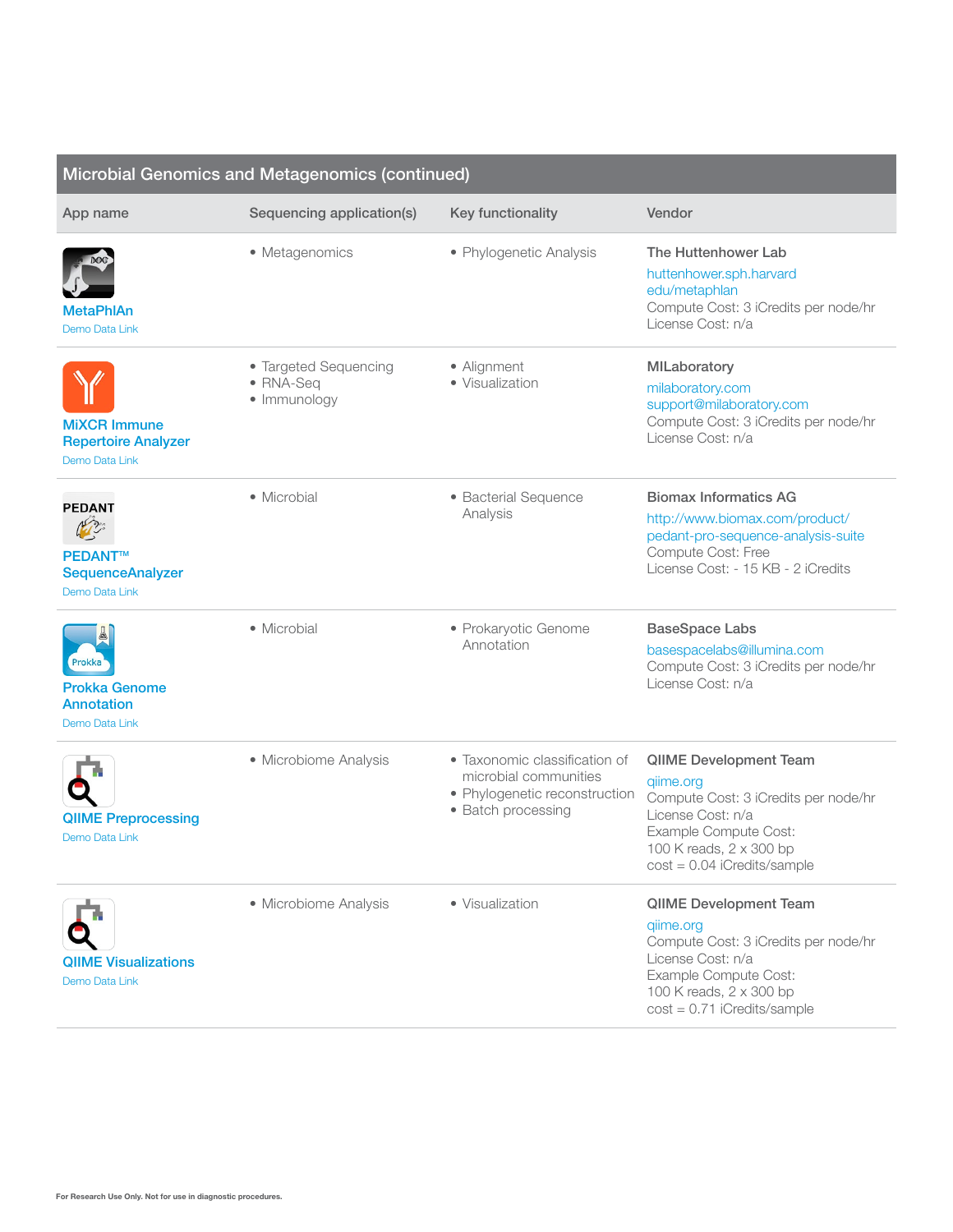## Microbial Genomics and Metagenomics (continued)

| App name | Sequencing application(s) | Key functionality | Vendor |
|---|---|---|---|
| MetaPhlAn<br>Demo Data Link | • Metagenomics | • Phylogenetic Analysis | **The Huttenhower Lab**<br>huttenhower.sph.harvard edu/metaphlan<br>Compute Cost: 3 iCredits per node/hr<br>License Cost: n/a |
| MiXCR Immune Repertoire Analyzer<br>Demo Data Link | • Targeted Sequencing<br>• RNA-Seq<br>• Immunology | • Alignment<br>• Visualization | **MILaboratory**<br>milaboratory.com<br>support@milaboratory.com<br>Compute Cost: 3 iCredits per node/hr<br>License Cost: n/a |
| PEDANT™ SequenceAnalyzer<br>Demo Data Link | • Microbial | • Bacterial Sequence Analysis | **Biomax Informatics AG**<br>http://www.biomax.com/product/pedant-pro-sequence-analysis-suite<br>Compute Cost: Free<br>License Cost: - 15 KB - 2 iCredits |
| Prokka Genome Annotation<br>Demo Data Link | • Microbial | • Prokaryotic Genome Annotation | **BaseSpace Labs**<br>basespacelabs@illumina.com<br>Compute Cost: 3 iCredits per node/hr<br>License Cost: n/a |
| QIIME Preprocessing<br>Demo Data Link | • Microbiome Analysis | • Taxonomic classification of microbial communities<br>• Phylogenetic reconstruction<br>• Batch processing | **QIIME Development Team**<br>qiime.org<br>Compute Cost: 3 iCredits per node/hr<br>License Cost: n/a<br>Example Compute Cost:<br>100 K reads, 2 x 300 bp<br>cost = 0.04 iCredits/sample |
| QIIME Visualizations<br>Demo Data Link | • Microbiome Analysis | • Visualization | **QIIME Development Team**<br>qiime.org<br>Compute Cost: 3 iCredits per node/hr<br>License Cost: n/a<br>Example Compute Cost:<br>100 K reads, 2 x 300 bp<br>cost = 0.71 iCredits/sample |

For Research Use Only. Not for use in diagnostic procedures.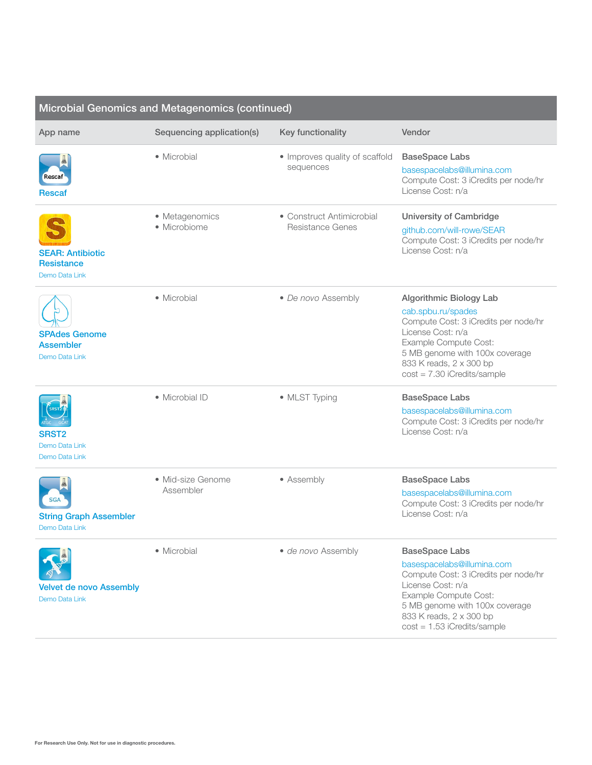## Microbial Genomics and Metagenomics (continued)

| App name | Sequencing application(s) | Key functionality | Vendor |
|---|---|---|---|
| **Rescaf** | • Microbial | • Improves quality of scaffold sequences | **BaseSpace Labs**<br>basespacelabs@illumina.com<br>Compute Cost: 3 iCredits per node/hr<br>License Cost: n/a |
| **SEAR: Antibiotic Resistance**<br>Demo Data Link | • Metagenomics<br>• Microbiome | • Construct Antimicrobial Resistance Genes | **University of Cambridge**<br>github.com/will-rowe/SEAR<br>Compute Cost: 3 iCredits per node/hr<br>License Cost: n/a |
| **SPAdes Genome Assembler**<br>Demo Data Link | • Microbial | • *De novo* Assembly | **Algorithmic Biology Lab**<br>cab.spbu.ru/spades<br>Compute Cost: 3 iCredits per node/hr<br>License Cost: n/a<br>Example Compute Cost:<br>5 MB genome with 100x coverage<br>833 K reads, 2 x 300 bp<br>cost = 7.30 iCredits/sample |
| **SRST2**<br>Demo Data Link<br>Demo Data Link | • Microbial ID | • MLST Typing | **BaseSpace Labs**<br>basespacelabs@illumina.com<br>Compute Cost: 3 iCredits per node/hr<br>License Cost: n/a |
| **String Graph Assembler**<br>Demo Data Link | • Mid-size Genome Assembler | • Assembly | **BaseSpace Labs**<br>basespacelabs@illumina.com<br>Compute Cost: 3 iCredits per node/hr<br>License Cost: n/a |
| **Velvet de novo Assembly**<br>Demo Data Link | • Microbial | • *de novo* Assembly | **BaseSpace Labs**<br>basespacelabs@illumina.com<br>Compute Cost: 3 iCredits per node/hr<br>License Cost: n/a<br>Example Compute Cost:<br>5 MB genome with 100x coverage<br>833 K reads, 2 x 300 bp<br>cost = 1.53 iCredits/sample |

For Research Use Only. Not for use in diagnostic procedures.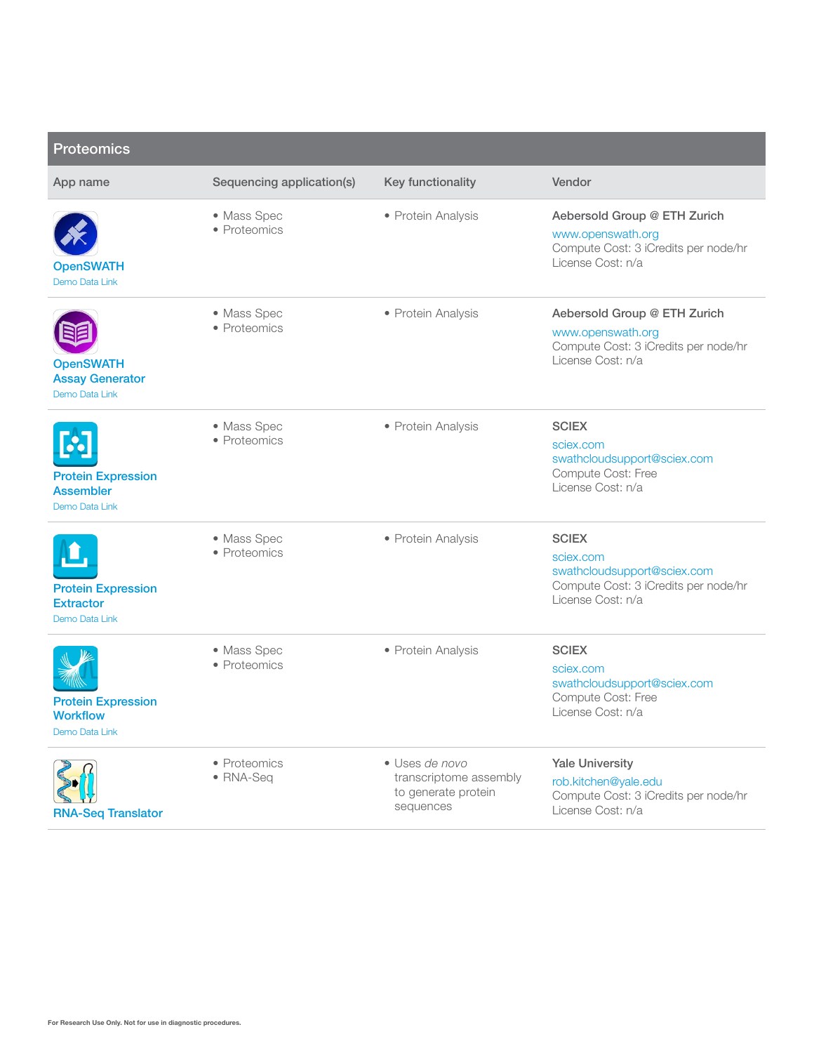## Proteomics

| App name | Sequencing application(s) | Key functionality | Vendor |
| --- | --- | --- | --- |
| OpenSWATH<br>Demo Data Link | • Mass Spec<br>• Proteomics | • Protein Analysis | **Aebersold Group @ ETH Zurich**<br>www.openswath.org<br>Compute Cost: 3 iCredits per node/hr<br>License Cost: n/a |
| OpenSWATH Assay Generator<br>Demo Data Link | • Mass Spec<br>• Proteomics | • Protein Analysis | **Aebersold Group @ ETH Zurich**<br>www.openswath.org<br>Compute Cost: 3 iCredits per node/hr<br>License Cost: n/a |
| Protein Expression Assembler<br>Demo Data Link | • Mass Spec<br>• Proteomics | • Protein Analysis | **SCIEX**<br>sciex.com<br>swathcloudsupport@sciex.com<br>Compute Cost: Free<br>License Cost: n/a |
| Protein Expression Extractor<br>Demo Data Link | • Mass Spec<br>• Proteomics | • Protein Analysis | **SCIEX**<br>sciex.com<br>swathcloudsupport@sciex.com<br>Compute Cost: 3 iCredits per node/hr<br>License Cost: n/a |
| Protein Expression Workflow<br>Demo Data Link | • Mass Spec<br>• Proteomics | • Protein Analysis | **SCIEX**<br>sciex.com<br>swathcloudsupport@sciex.com<br>Compute Cost: Free<br>License Cost: n/a |
| RNA-Seq Translator | • Proteomics<br>• RNA-Seq | • Uses *de novo* transcriptome assembly to generate protein sequences | **Yale University**<br>rob.kitchen@yale.edu<br>Compute Cost: 3 iCredits per node/hr<br>License Cost: n/a |

For Research Use Only. Not for use in diagnostic procedures.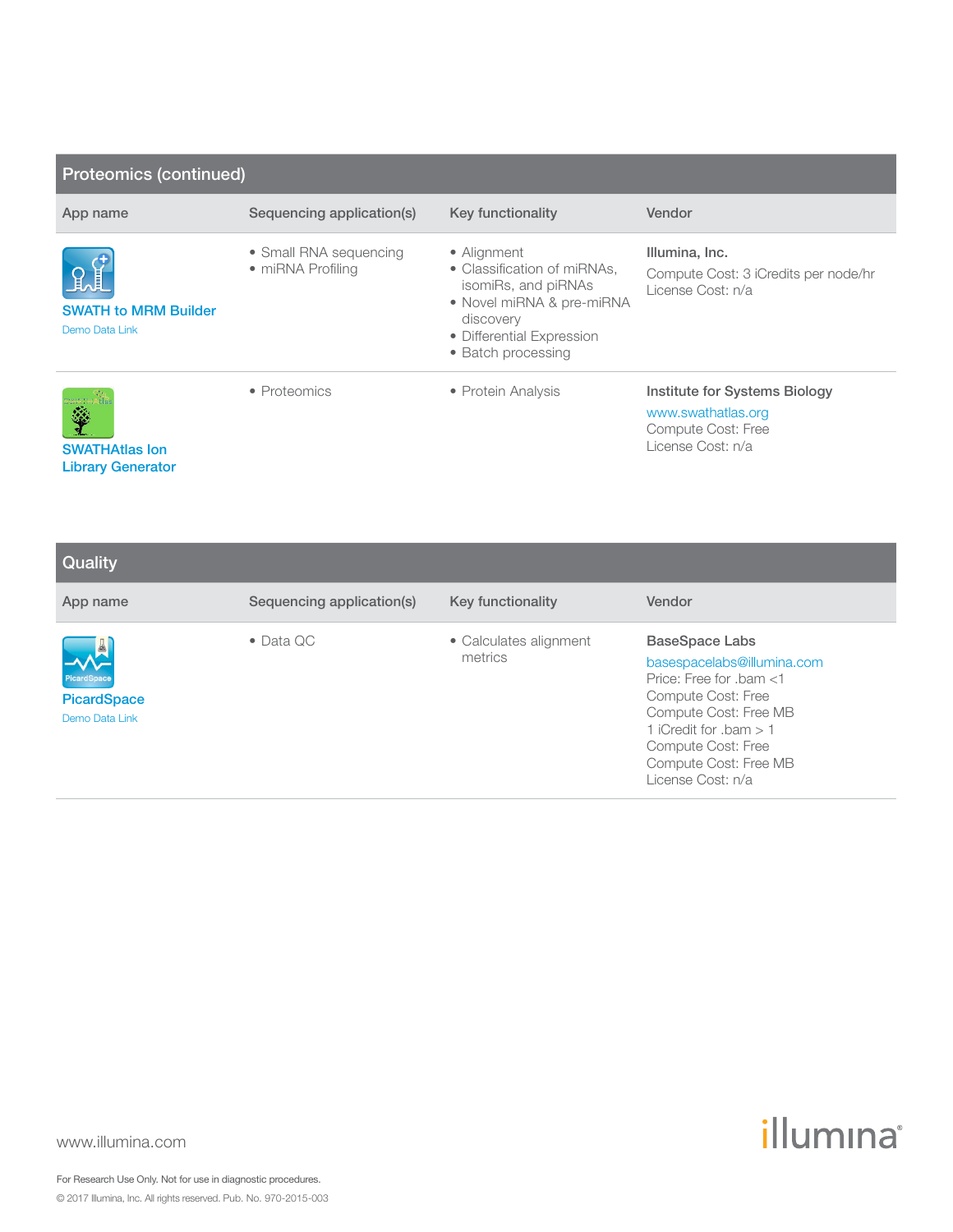## Proteomics (continued)

| App name | Sequencing application(s) | Key functionality | Vendor |
|---|---|---|---|
| **SWATH to MRM Builder** <br> Demo Data Link | • Small RNA sequencing <br> • miRNA Profiling | • Alignment <br> • Classification of miRNAs, isomiRs, and piRNAs <br> • Novel miRNA & pre-miRNA discovery <br> • Differential Expression <br> • Batch processing | **Illumina, Inc.** <br> Compute Cost: 3 iCredits per node/hr <br> License Cost: n/a |
| **SWATHAtlas Ion Library Generator** | • Proteomics | • Protein Analysis | **Institute for Systems Biology** <br> www.swathatlas.org <br> Compute Cost: Free <br> License Cost: n/a |

## Quality

| App name | Sequencing application(s) | Key functionality | Vendor |
|---|---|---|---|
| **PicardSpace** <br> Demo Data Link | • Data QC | • Calculates alignment metrics | **BaseSpace Labs** <br> basespacelabs@illumina.com <br> Price: Free for .bam <1 <br> Compute Cost: Free <br> Compute Cost: Free MB <br> 1 iCredit for .bam > 1 <br> Compute Cost: Free <br> Compute Cost: Free MB <br> License Cost: n/a |

www.illumina.com

For Research Use Only. Not for use in diagnostic procedures.

© 2017 Illumina, Inc. All rights reserved. Pub. No. 970-2015-003